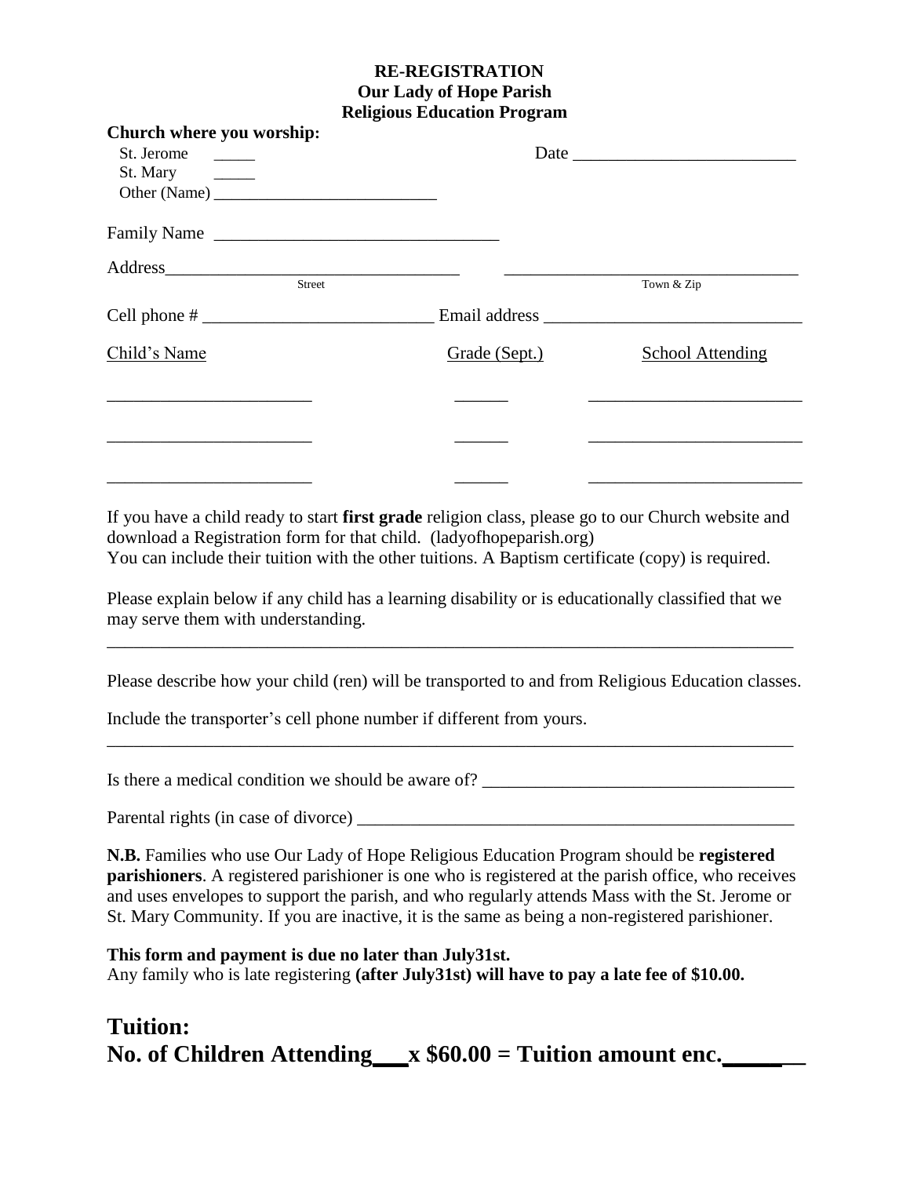**RE-REGISTRATION**
**Our Lady of Hope Parish**
**Religious Education Program**

**Church where you worship:**

St. Jerome _____
St. Mary _____
Other (Name) ___________________________

Date _________________________

Family Name ________________________________

Address_________________________________ ___________________________________
Street / Town & Zip

Cell phone # __________________________ Email address _____________________________

| Child's Name | Grade (Sept.) | School Attending |
|---|---|---|
| _______________________ | ______ | ________________________ |
| _______________________ | ______ | ________________________ |
| _______________________ | ______ | ________________________ |

If you have a child ready to start **first grade** religion class, please go to our Church website and download a Registration form for that child. (ladyofhopeparish.org)
You can include their tuition with the other tuitions. A Baptism certificate (copy) is required.

Please explain below if any child has a learning disability or is educationally classified that we may serve them with understanding.

_______________________________________________________________________________

Please describe how your child (ren) will be transported to and from Religious Education classes.

Include the transporter's cell phone number if different from yours.

_______________________________________________________________________________

Is there a medical condition we should be aware of? ___________________________________

Parental rights (in case of divorce) __________________________________________________

**N.B.** Families who use Our Lady of Hope Religious Education Program should be **registered parishioners**. A registered parishioner is one who is registered at the parish office, who receives and uses envelopes to support the parish, and who regularly attends Mass with the St. Jerome or St. Mary Community. If you are inactive, it is the same as being a non-registered parishioner.

**This form and payment is due no later than July31st.**
Any family who is late registering **(after July31st) will have to pay a late fee of $10.00.**

## Tuition:
## No. of Children Attending___x $60.00 = Tuition amount enc.________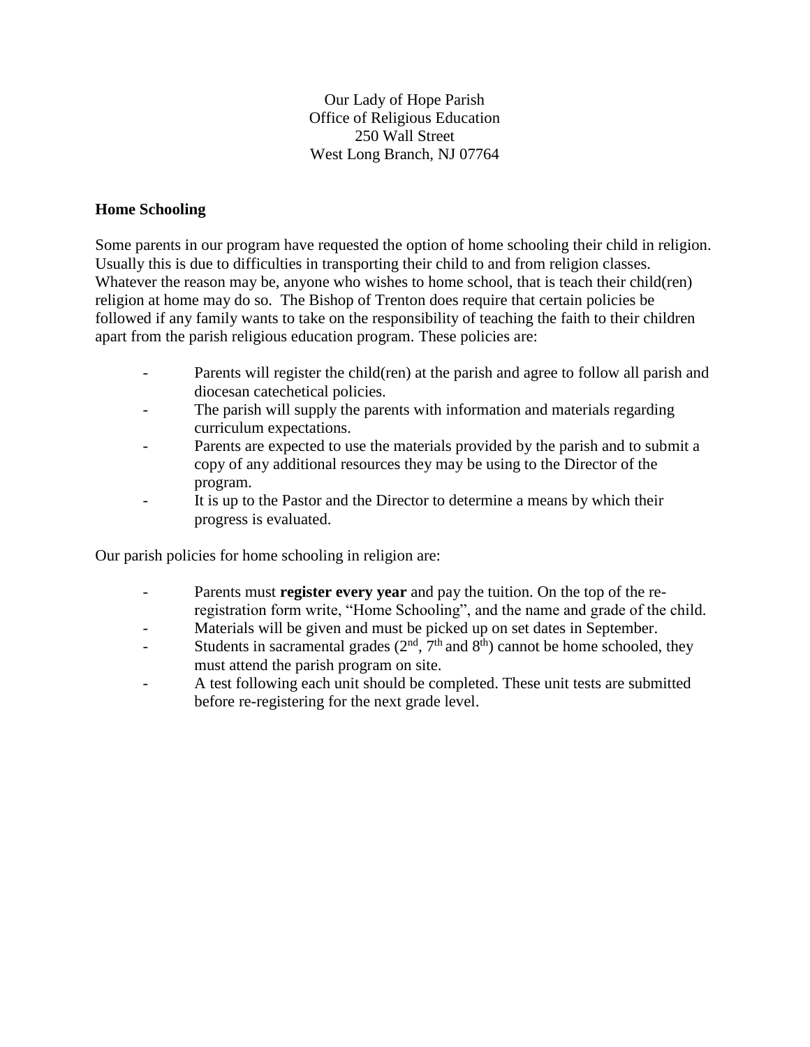Our Lady of Hope Parish
Office of Religious Education
250 Wall Street
West Long Branch, NJ 07764

**Home Schooling**

Some parents in our program have requested the option of home schooling their child in religion. Usually this is due to difficulties in transporting their child to and from religion classes. Whatever the reason may be, anyone who wishes to home school, that is teach their child(ren) religion at home may do so. The Bishop of Trenton does require that certain policies be followed if any family wants to take on the responsibility of teaching the faith to their children apart from the parish religious education program. These policies are:

- Parents will register the child(ren) at the parish and agree to follow all parish and diocesan catechetical policies.
- The parish will supply the parents with information and materials regarding curriculum expectations.
- Parents are expected to use the materials provided by the parish and to submit a copy of any additional resources they may be using to the Director of the program.
- It is up to the Pastor and the Director to determine a means by which their progress is evaluated.

Our parish policies for home schooling in religion are:

- Parents must **register every year** and pay the tuition. On the top of the re-registration form write, "Home Schooling", and the name and grade of the child.
- Materials will be given and must be picked up on set dates in September.
- Students in sacramental grades (2nd, 7th and 8th) cannot be home schooled, they must attend the parish program on site.
- A test following each unit should be completed. These unit tests are submitted before re-registering for the next grade level.